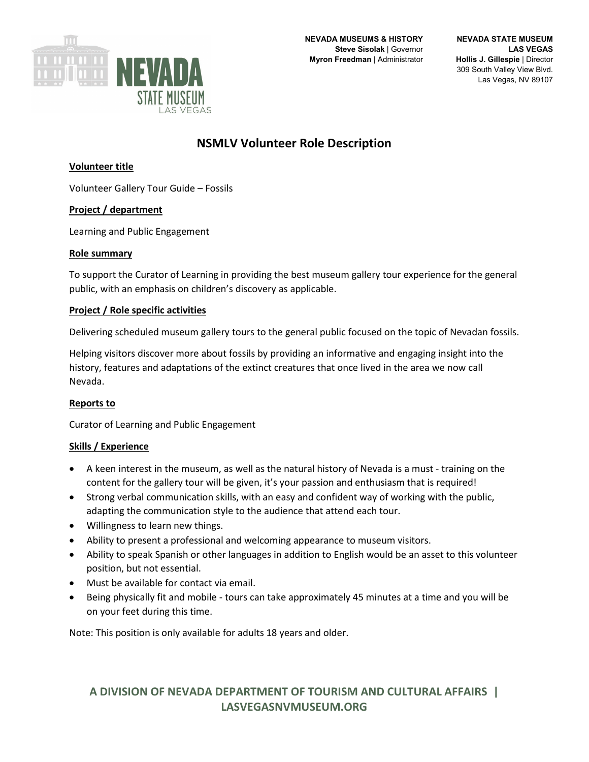NEVADA STATE MUSEUM LAS VEGAS

**NEVADA MUSEUMS & HISTORY**
**Steve Sisolak** | Governor
**Myron Freedman** | Administrator

**NEVADA STATE MUSEUM**
**LAS VEGAS**
**Hollis J. Gillespie** | Director
309 South Valley View Blvd.
Las Vegas, NV 89107

# NSMLV Volunteer Role Description

**Volunteer title**

Volunteer Gallery Tour Guide – Fossils

**Project / department**

Learning and Public Engagement

**Role summary**

To support the Curator of Learning in providing the best museum gallery tour experience for the general public, with an emphasis on children's discovery as applicable.

**Project / Role specific activities**

Delivering scheduled museum gallery tours to the general public focused on the topic of Nevadan fossils.

Helping visitors discover more about fossils by providing an informative and engaging insight into the history, features and adaptations of the extinct creatures that once lived in the area we now call Nevada.

**Reports to**

Curator of Learning and Public Engagement

**Skills / Experience**

- A keen interest in the museum, as well as the natural history of Nevada is a must - training on the content for the gallery tour will be given, it's your passion and enthusiasm that is required!
- Strong verbal communication skills, with an easy and confident way of working with the public, adapting the communication style to the audience that attend each tour.
- Willingness to learn new things.
- Ability to present a professional and welcoming appearance to museum visitors.
- Ability to speak Spanish or other languages in addition to English would be an asset to this volunteer position, but not essential.
- Must be available for contact via email.
- Being physically fit and mobile - tours can take approximately 45 minutes at a time and you will be on your feet during this time.

Note: This position is only available for adults 18 years and older.

**A DIVISION OF NEVADA DEPARTMENT OF TOURISM AND CULTURAL AFFAIRS | LASVEGASNVMUSEUM.ORG**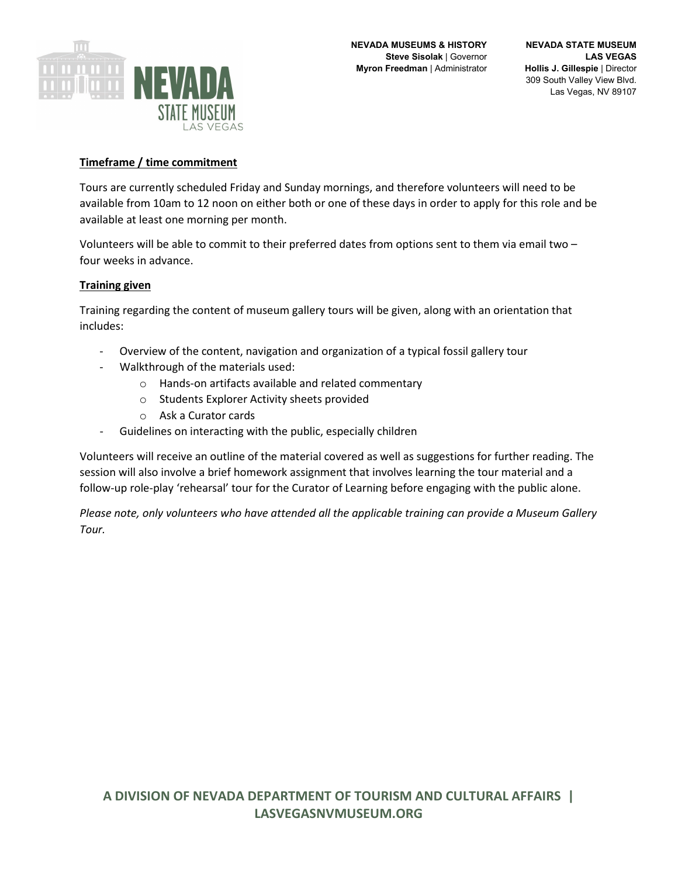**<u>Timeframe / time commitment</u>**

Tours are currently scheduled Friday and Sunday mornings, and therefore volunteers will need to be available from 10am to 12 noon on either both or one of these days in order to apply for this role and be available at least one morning per month.

Volunteers will be able to commit to their preferred dates from options sent to them via email two – four weeks in advance.

**<u>Training given</u>**

Training regarding the content of museum gallery tours will be given, along with an orientation that includes:

- Overview of the content, navigation and organization of a typical fossil gallery tour
- Walkthrough of the materials used:
  - Hands-on artifacts available and related commentary
  - Students Explorer Activity sheets provided
  - Ask a Curator cards
- Guidelines on interacting with the public, especially children

Volunteers will receive an outline of the material covered as well as suggestions for further reading. The session will also involve a brief homework assignment that involves learning the tour material and a follow-up role-play 'rehearsal' tour for the Curator of Learning before engaging with the public alone.

*Please note, only volunteers who have attended all the applicable training can provide a Museum Gallery Tour.*